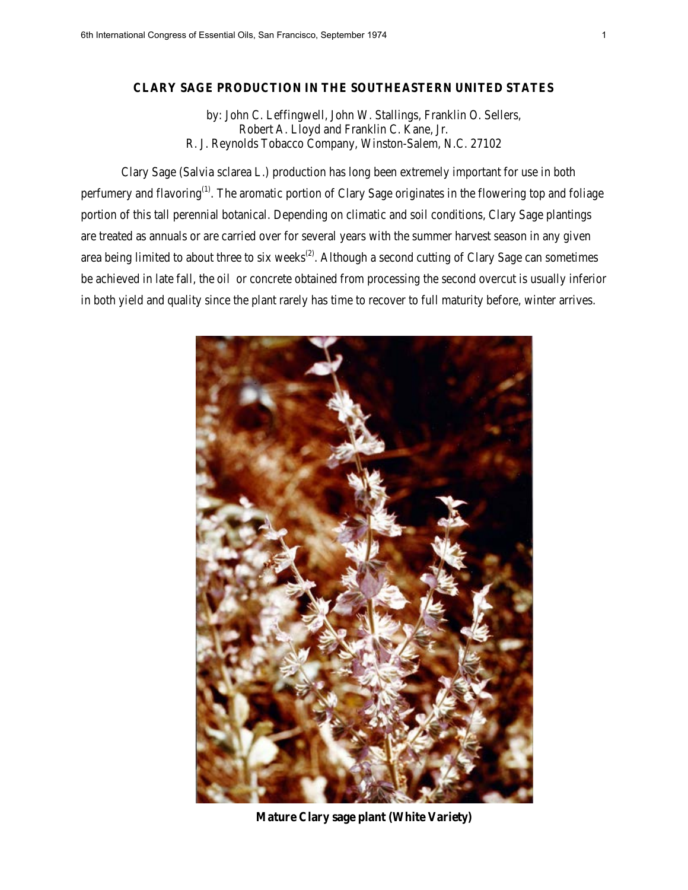# CLARY SAGE PRODUCTION IN THE SOUTHEASTERN UNITED STATES

by: John C. Leffingwell, John W. Stallings, Franklin O. Sellers, Robert A. Lloyd and Franklin C. Kane, Jr.
R. J. Reynolds Tobacco Company, Winston-Salem, N.C. 27102

Clary Sage (Salvia sclarea L.) production has long been extremely important for use in both perfumery and flavoring[1]. The aromatic portion of Clary Sage originates in the flowering top and foliage portion of this tall perennial botanical. Depending on climatic and soil conditions, Clary Sage plantings are treated as annuals or are carried over for several years with the summer harvest season in any given area being limited to about three to six weeks[2]. Although a second cutting of Clary Sage can sometimes be achieved in late fall, the oil or concrete obtained from processing the second overcut is usually inferior in both yield and quality since the plant rarely has time to recover to full maturity before, winter arrives.

**Mature Clary sage plant (White Variety)**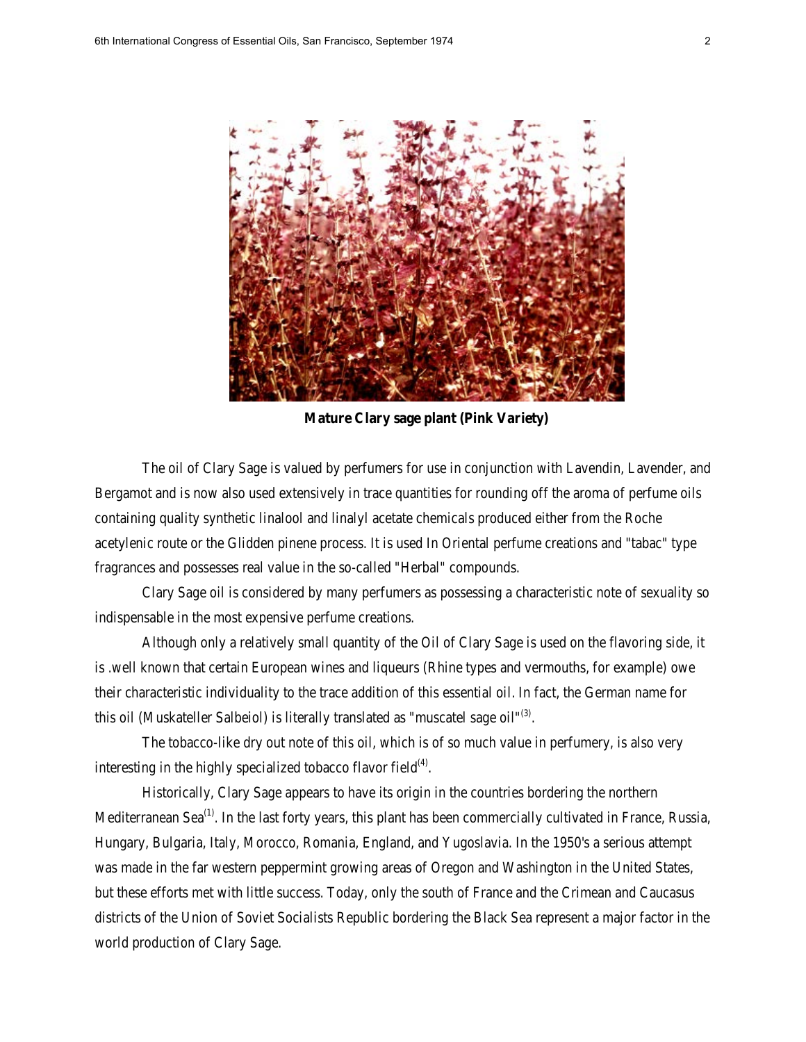**Mature Clary sage plant (Pink Variety)**

The oil of Clary Sage is valued by perfumers for use in conjunction with Lavendin, Lavender, and Bergamot and is now also used extensively in trace quantities for rounding off the aroma of perfume oils containing quality synthetic linalool and linalyl acetate chemicals produced either from the Roche acetylenic route or the Glidden pinene process. It is used In Oriental perfume creations and "tabac" type fragrances and possesses real value in the so-called "Herbal" compounds.

Clary Sage oil is considered by many perfumers as possessing a characteristic note of sexuality so indispensable in the most expensive perfume creations.

Although only a relatively small quantity of the Oil of Clary Sage is used on the flavoring side, it is .well known that certain European wines and liqueurs (Rhine types and vermouths, for example) owe their characteristic individuality to the trace addition of this essential oil. In fact, the German name for this oil (Muskateller Salbeiol) is literally translated as "muscatel sage oil"[3].

The tobacco-like dry out note of this oil, which is of so much value in perfumery, is also very interesting in the highly specialized tobacco flavor field[4].

Historically, Clary Sage appears to have its origin in the countries bordering the northern Mediterranean Sea[1]. In the last forty years, this plant has been commercially cultivated in France, Russia, Hungary, Bulgaria, Italy, Morocco, Romania, England, and Yugoslavia. In the 1950's a serious attempt was made in the far western peppermint growing areas of Oregon and Washington in the United States, but these efforts met with little success. Today, only the south of France and the Crimean and Caucasus districts of the Union of Soviet Socialists Republic bordering the Black Sea represent a major factor in the world production of Clary Sage.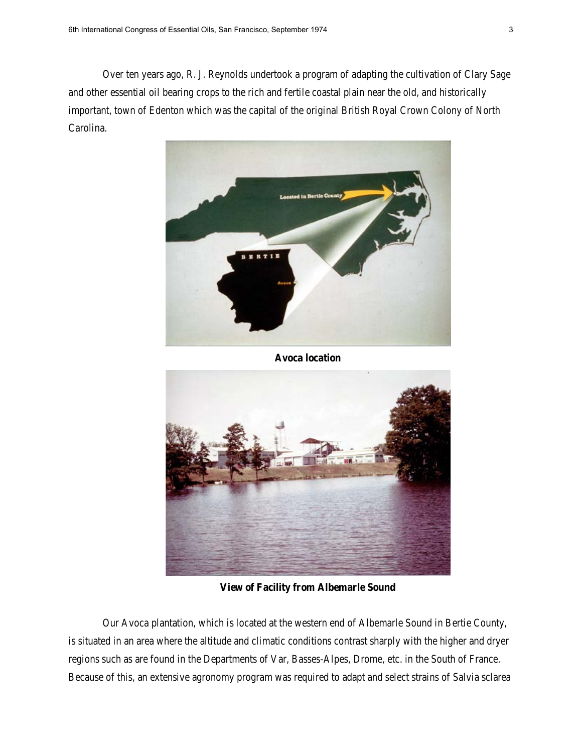Over ten years ago, R. J. Reynolds undertook a program of adapting the cultivation of Clary Sage and other essential oil bearing crops to the rich and fertile coastal plain near the old, and historically important, town of Edenton which was the capital of the original British Royal Crown Colony of North Carolina.

**Avoca location**

**View of Facility from Albemarle Sound**

Our Avoca plantation, which is located at the western end of Albemarle Sound in Bertie County, is situated in an area where the altitude and climatic conditions contrast sharply with the higher and dryer regions such as are found in the Departments of Var, Basses-Alpes, Drome, etc. in the South of France. Because of this, an extensive agronomy program was required to adapt and select strains of Salvia sclarea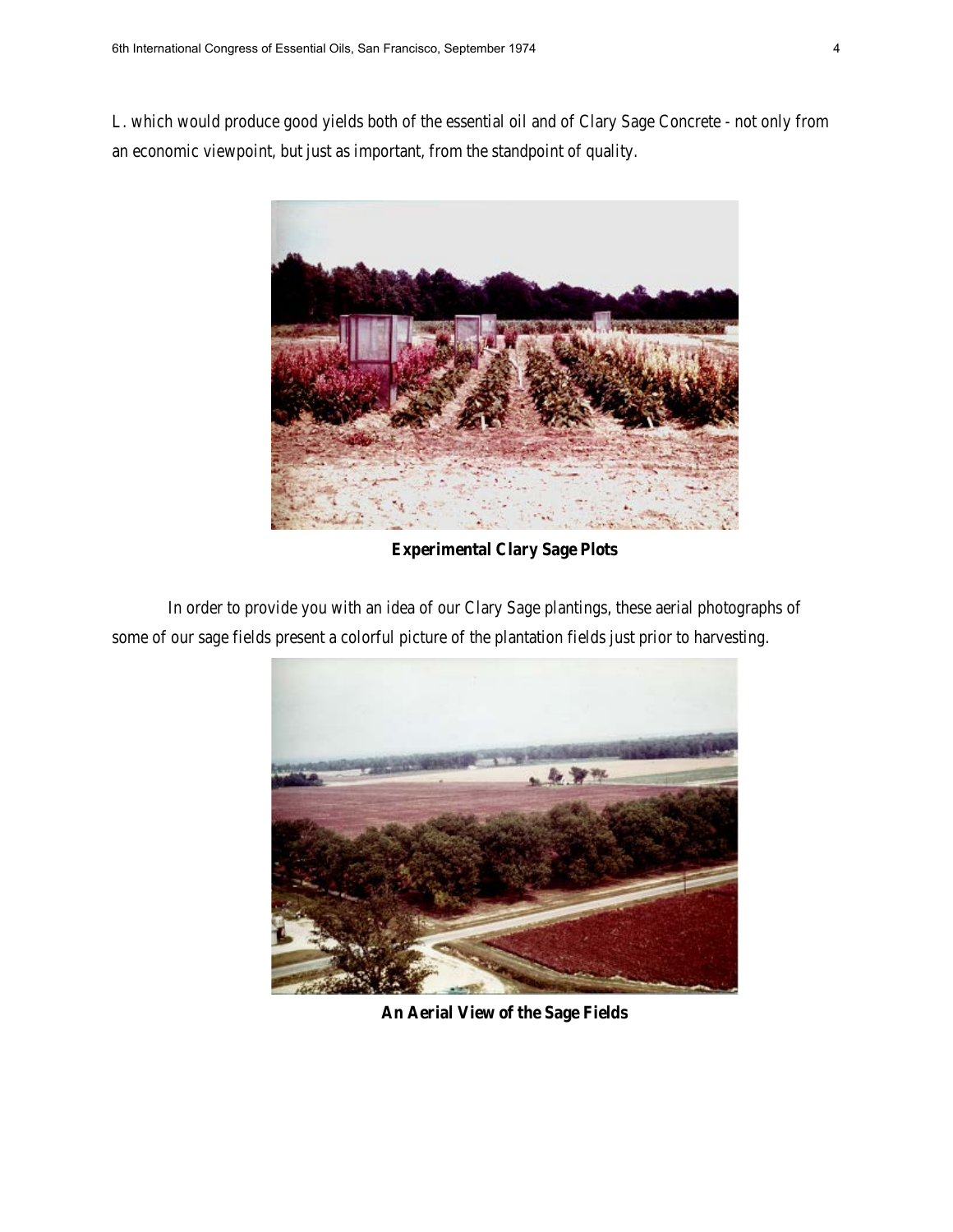L. which would produce good yields both of the essential oil and of Clary Sage Concrete - not only from an economic viewpoint, but just as important, from the standpoint of quality.

**Experimental Clary Sage Plots**

In order to provide you with an idea of our Clary Sage plantings, these aerial photographs of some of our sage fields present a colorful picture of the plantation fields just prior to harvesting.

**An Aerial View of the Sage Fields**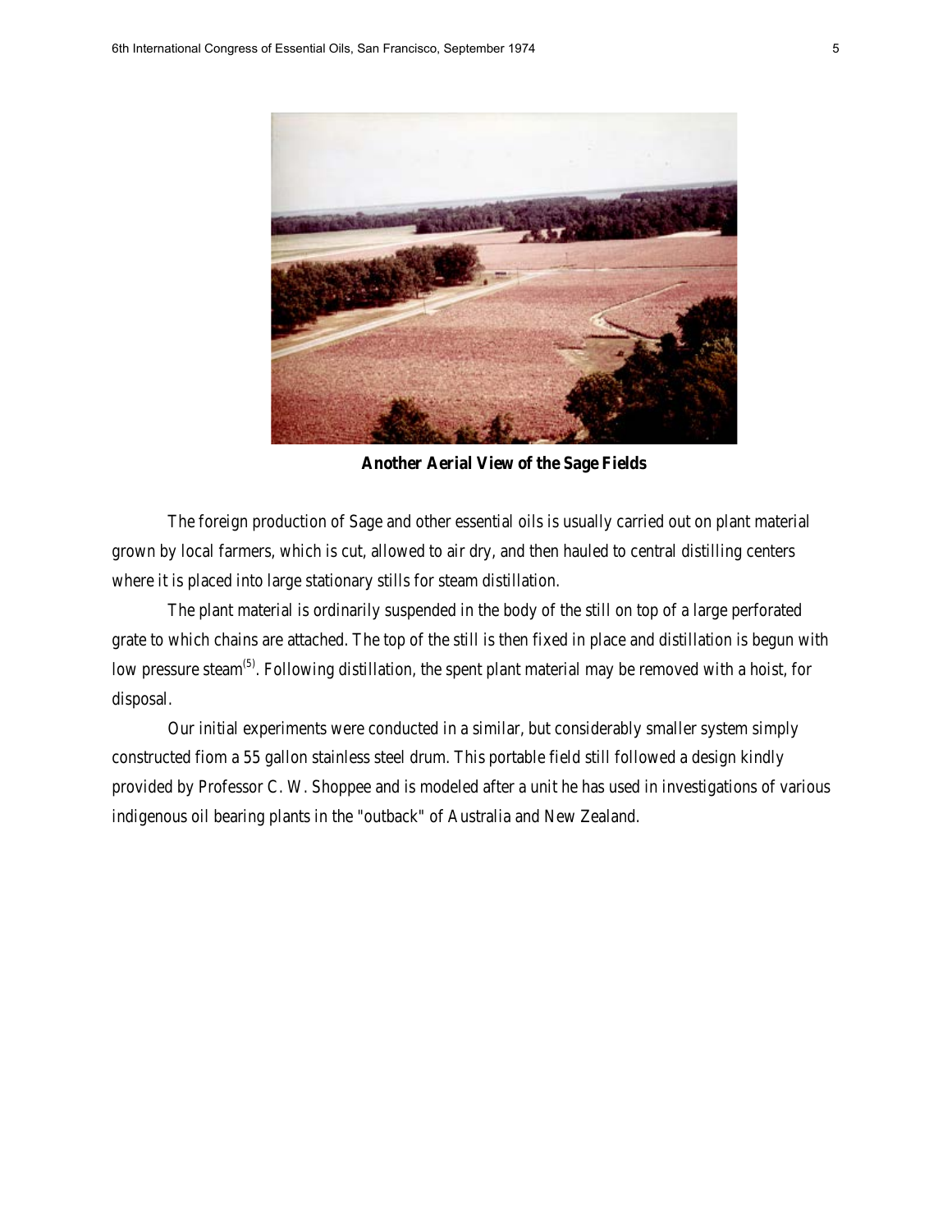**Another Aerial View of the Sage Fields**

The foreign production of Sage and other essential oils is usually carried out on plant material grown by local farmers, which is cut, allowed to air dry, and then hauled to central distilling centers where it is placed into large stationary stills for steam distillation.

The plant material is ordinarily suspended in the body of the still on top of a large perforated grate to which chains are attached. The top of the still is then fixed in place and distillation is begun with low pressure steam[5]. Following distillation, the spent plant material may be removed with a hoist, for disposal.

Our initial experiments were conducted in a similar, but considerably smaller system simply constructed fiom a 55 gallon stainless steel drum. This portable field still followed a design kindly provided by Professor C. W. Shoppee and is modeled after a unit he has used in investigations of various indigenous oil bearing plants in the "outback" of Australia and New Zealand.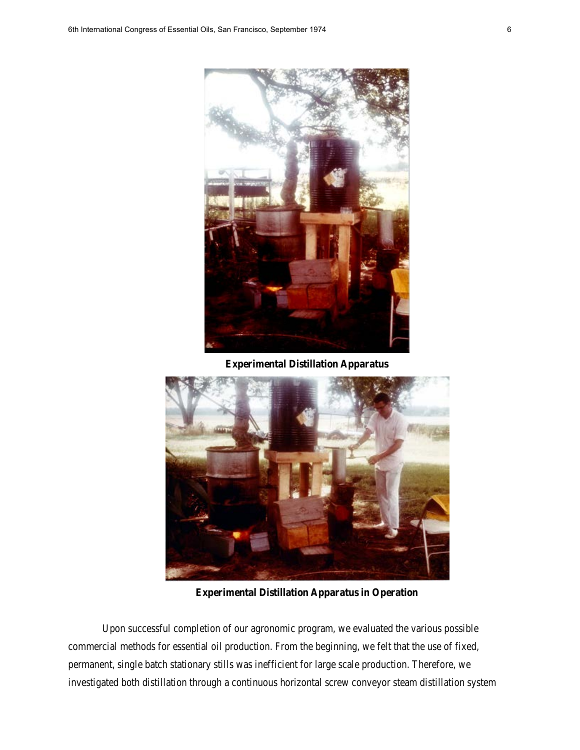**Experimental Distillation Apparatus**

**Experimental Distillation Apparatus in Operation**

Upon successful completion of our agronomic program, we evaluated the various possible commercial methods for essential oil production. From the beginning, we felt that the use of fixed, permanent, single batch stationary stills was inefficient for large scale production. Therefore, we investigated both distillation through a continuous horizontal screw conveyor steam distillation system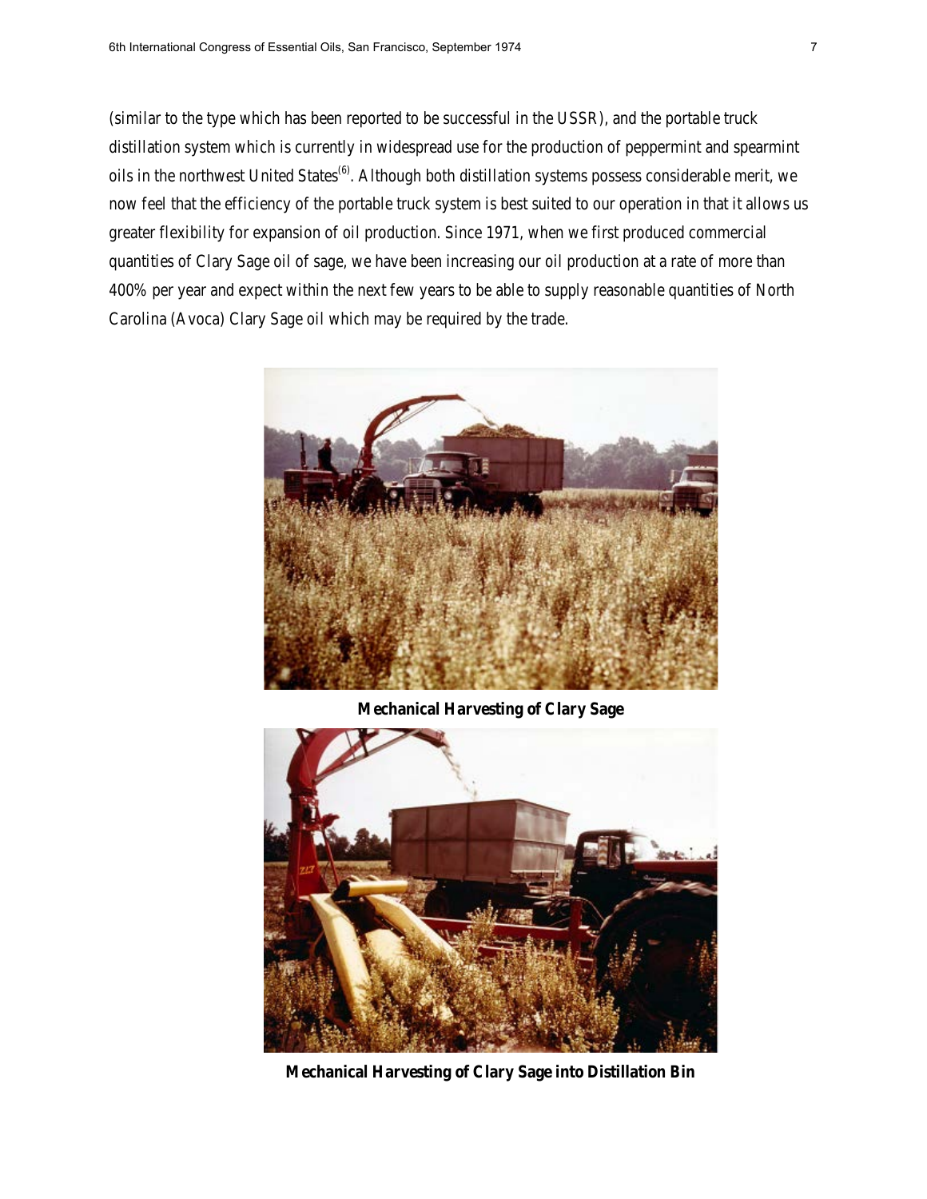(similar to the type which has been reported to be successful in the USSR), and the portable truck distillation system which is currently in widespread use for the production of peppermint and spearmint oils in the northwest United States[6]. Although both distillation systems possess considerable merit, we now feel that the efficiency of the portable truck system is best suited to our operation in that it allows us greater flexibility for expansion of oil production. Since 1971, when we first produced commercial quantities of Clary Sage oil of sage, we have been increasing our oil production at a rate of more than 400% per year and expect within the next few years to be able to supply reasonable quantities of North Carolina (Avoca) Clary Sage oil which may be required by the trade.

**Mechanical Harvesting of Clary Sage**

**Mechanical Harvesting of Clary Sage into Distillation Bin**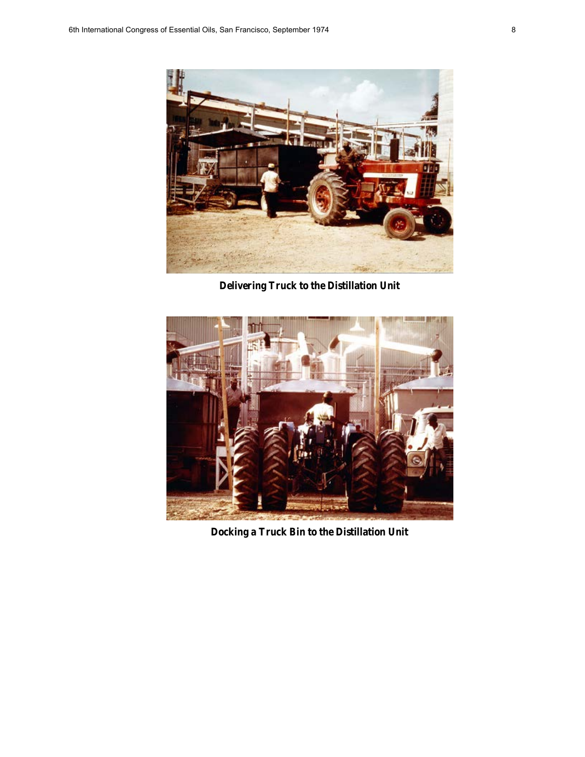**Delivering Truck to the Distillation Unit**

**Docking a Truck Bin to the Distillation Unit**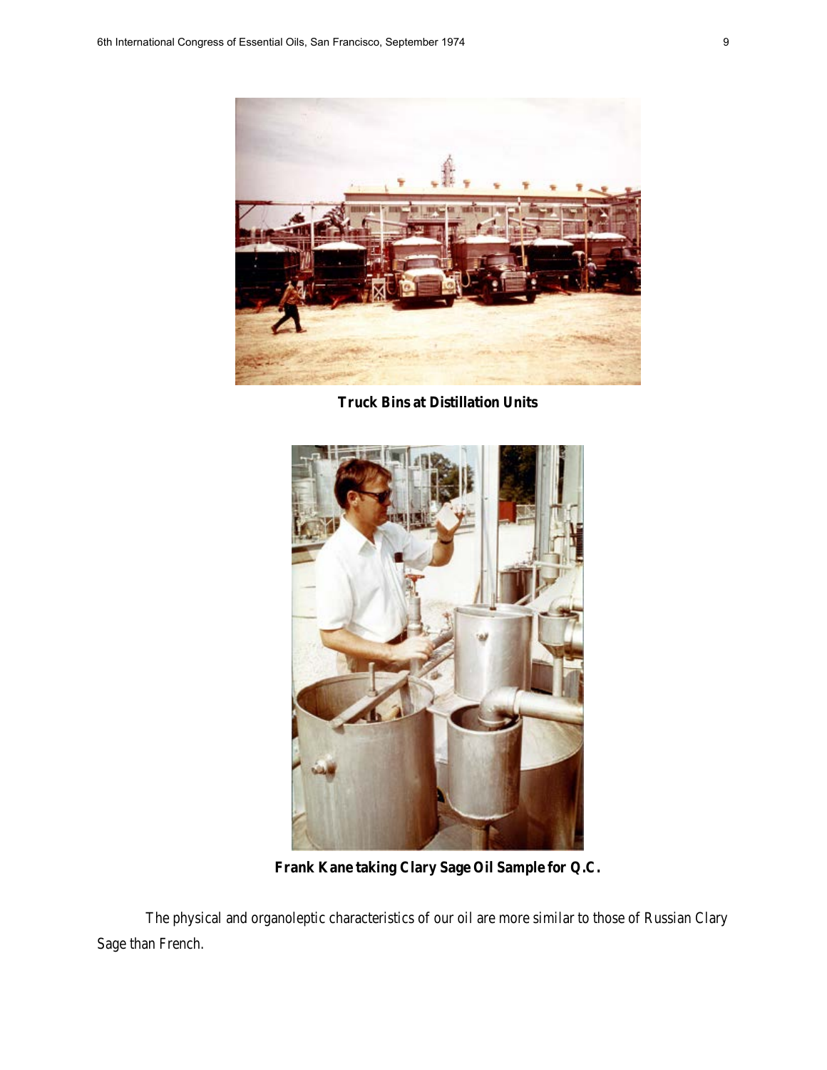**Truck Bins at Distillation Units**

**Frank Kane taking Clary Sage Oil Sample for Q.C.**

The physical and organoleptic characteristics of our oil are more similar to those of Russian Clary Sage than French.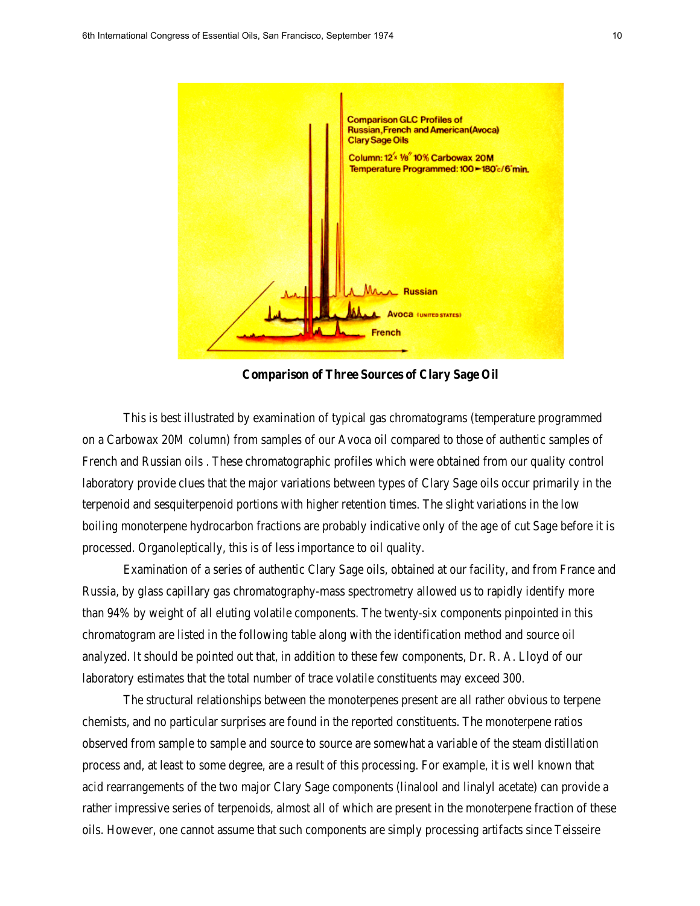**Comparison of Three Sources of Clary Sage Oil**

This is best illustrated by examination of typical gas chromatograms (temperature programmed on a Carbowax 20M column) from samples of our Avoca oil compared to those of authentic samples of French and Russian oils . These chromatographic profiles which were obtained from our quality control laboratory provide clues that the major variations between types of Clary Sage oils occur primarily in the terpenoid and sesquiterpenoid portions with higher retention times. The slight variations in the low boiling monoterpene hydrocarbon fractions are probably indicative only of the age of cut Sage before it is processed. Organoleptically, this is of less importance to oil quality.

Examination of a series of authentic Clary Sage oils, obtained at our facility, and from France and Russia, by glass capillary gas chromatography-mass spectrometry allowed us to rapidly identify more than 94% by weight of all eluting volatile components. The twenty-six components pinpointed in this chromatogram are listed in the following table along with the identification method and source oil analyzed. It should be pointed out that, in addition to these few components, Dr. R. A. Lloyd of our laboratory estimates that the total number of trace volatile constituents may exceed 300.

The structural relationships between the monoterpenes present are all rather obvious to terpene chemists, and no particular surprises are found in the reported constituents. The monoterpene ratios observed from sample to sample and source to source are somewhat a variable of the steam distillation process and, at least to some degree, are a result of this processing. For example, it is well known that acid rearrangements of the two major Clary Sage components (linalool and linalyl acetate) can provide a rather impressive series of terpenoids, almost all of which are present in the monoterpene fraction of these oils. However, one cannot assume that such components are simply processing artifacts since Teisseire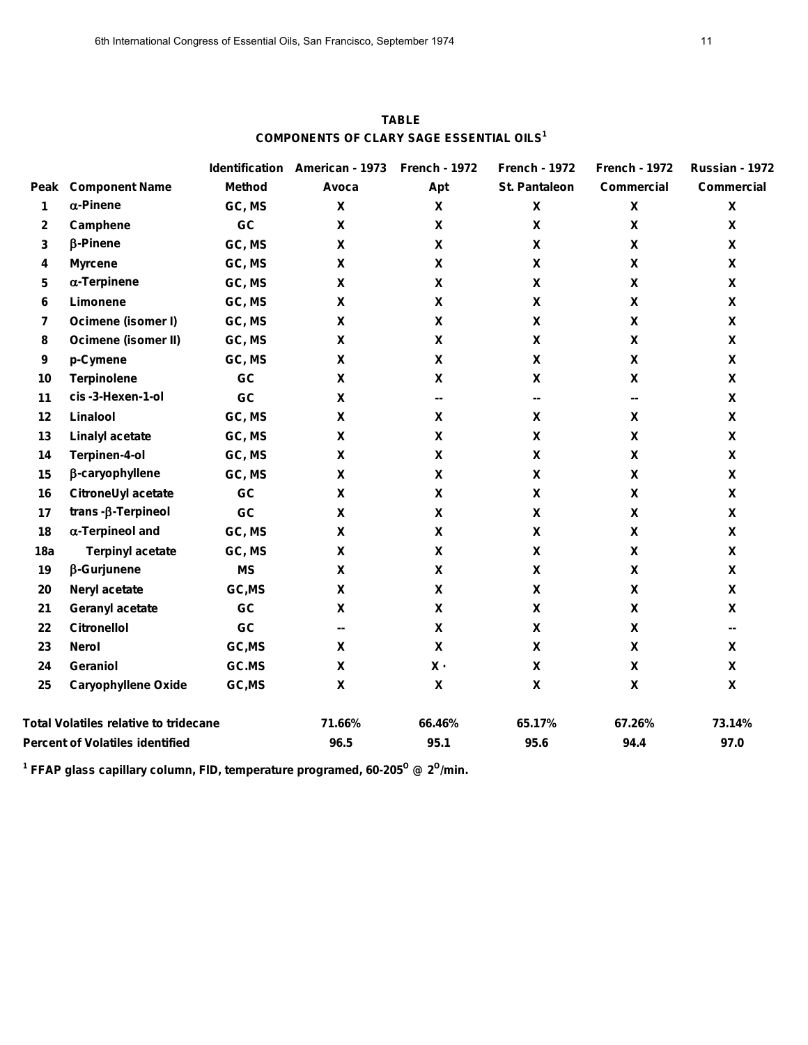**TABLE**

**COMPONENTS OF CLARY SAGE ESSENTIAL OILS[1]**

| Peak | Component Name | Identification Method | American - 1973 Avoca | French - 1972 Apt | French - 1972 St. Pantaleon | French - 1972 Commercial | Russian - 1972 Commercial |
|---|---|---|---|---|---|---|---|
| 1 | α-Pinene | GC, MS | X | X | X | X | X |
| 2 | Camphene | GC | X | X | X | X | X |
| 3 | β-Pinene | GC, MS | X | X | X | X | X |
| 4 | Myrcene | GC, MS | X | X | X | X | X |
| 5 | α-Terpinene | GC, MS | X | X | X | X | X |
| 6 | Limonene | GC, MS | X | X | X | X | X |
| 7 | Ocimene (isomer I) | GC, MS | X | X | X | X | X |
| 8 | Ocimene (isomer II) | GC, MS | X | X | X | X | X |
| 9 | p-Cymene | GC, MS | X | X | X | X | X |
| 10 | Terpinolene | GC | X | X | X | X | X |
| 11 | cis -3-Hexen-1-ol | GC | X | -- | -- | -- | X |
| 12 | Linalool | GC, MS | X | X | X | X | X |
| 13 | Linalyl acetate | GC, MS | X | X | X | X | X |
| 14 | Terpinen-4-ol | GC, MS | X | X | X | X | X |
| 15 | β-caryophyllene | GC, MS | X | X | X | X | X |
| 16 | CitroneUyl acetate | GC | X | X | X | X | X |
| 17 | trans -β-Terpineol | GC | X | X | X | X | X |
| 18 | α-Terpineol and | GC, MS | X | X | X | X | X |
| 18a | Terpinyl acetate | GC, MS | X | X | X | X | X |
| 19 | β-Gurjunene | MS | X | X | X | X | X |
| 20 | Neryl acetate | GC,MS | X | X | X | X | X |
| 21 | Geranyl acetate | GC | X | X | X | X | X |
| 22 | Citronellol | GC | -- | X | X | X | -- |
| 23 | Nerol | GC,MS | X | X | X | X | X |
| 24 | Geraniol | GC.MS | X | X · | X | X | X |
| 25 | Caryophyllene Oxide | GC,MS | X | X | X | X | X |
| **Total Volatiles relative to tridecane** | | | 71.66% | 66.46% | 65.17% | 67.26% | 73.14% |
| **Percent of Volatiles identified** | | | 96.5 | 95.1 | 95.6 | 94.4 | 97.0 |

[1] FFAP glass capillary column, FID, temperature programed, 60-205$^{O}$ @ 2$^{O}$/min.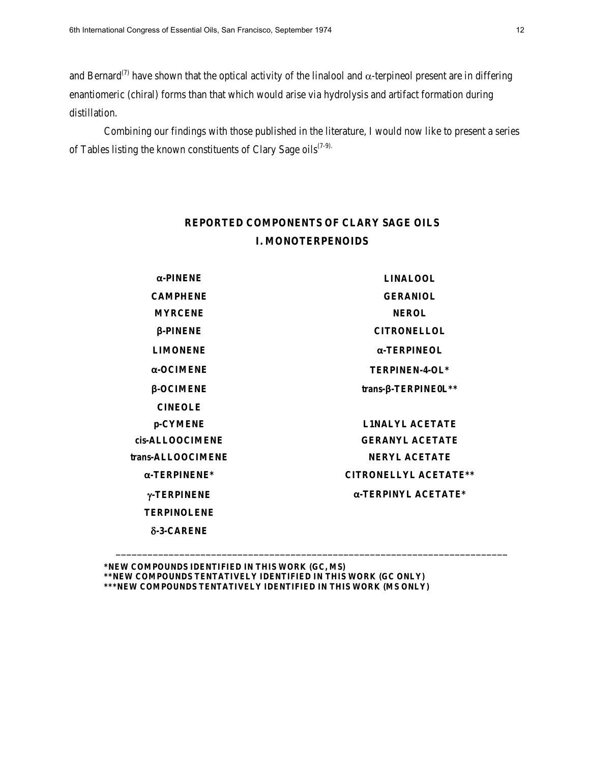and Bernard[7] have shown that the optical activity of the linalool and α-terpineol present are in differing enantiomeric (chiral) forms than that which would arise via hydrolysis and artifact formation during distillation.

Combining our findings with those published in the literature, I would now like to present a series of Tables listing the known constituents of Clary Sage oils[7-9].

## REPORTED COMPONENTS OF CLARY SAGE OILS
## I. MONOTERPENOIDS

| | |
|---|---|
| α-PINENE | LINALOOL |
| CAMPHENE | GERANIOL |
| MYRCENE | NEROL |
| β-PINENE | CITRONELLOL |
| LIMONENE | α-TERPINEOL |
| α-OCIMENE | TERPINEN-4-OL* |
| β-OCIMENE | trans-β-TERPINE0L** |
| CINEOLE | |
| p-CYMENE | L1NALYL ACETATE |
| cis-ALLOOCIMENE | GERANYL ACETATE |
| trans-ALLOOCIMENE | NERYL ACETATE |
| α-TERPINENE* | CITRONELLYL ACETATE** |
| γ-TERPINENE | α-TERPINYL ACETATE* |
| TERPINOLENE | |
| δ-3-CARENE | |

*NEW COMPOUNDS IDENTIFIED IN THIS WORK (GC, MS)
**NEW COMPOUNDS TENTATIVELY IDENTIFIED IN THIS WORK (GC ONLY)
***NEW COMPOUNDS TENTATIVELY IDENTIFIED IN THIS WORK (MS ONLY)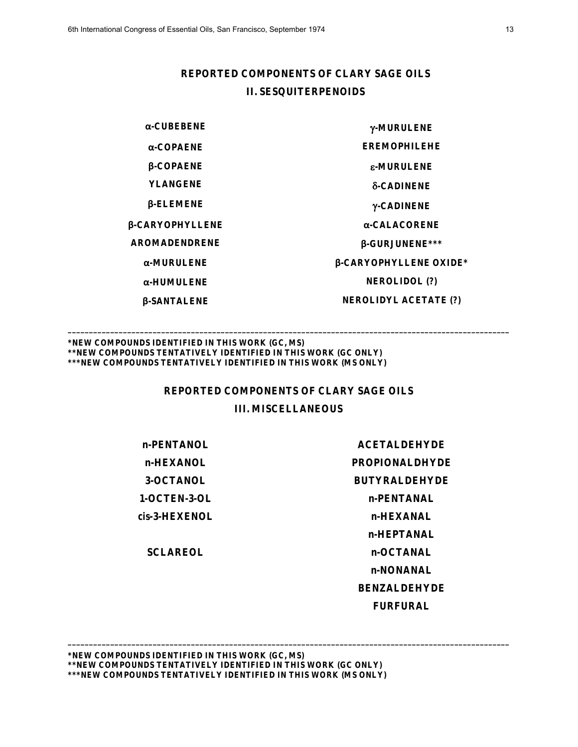## REPORTED COMPONENTS OF CLARY SAGE OILS
## II. SESQUITERPENOIDS

| | |
|---|---|
| α-CUBEBENE | γ-MURULENE |
| α-COPAENE | EREMOPHILEHE |
| β-COPAENE | ε-MURULENE |
| YLANGENE | δ-CADINENE |
| β-ELEMENE | γ-CADINENE |
| β-CARYOPHYLLENE | α-CALACORENE |
| AROMADENDRENE | β-GURJUNENE*** |
| α-MURULENE | β-CARYOPHYLLENE OXIDE* |
| α-HUMULENE | NEROLIDOL (?) |
| β-SANTALENE | NEROLIDYL ACETATE (?) |

---

*NEW COMPOUNDS IDENTIFIED IN THIS WORK (GC, MS)
**NEW COMPOUNDS TENTATIVELY IDENTIFIED IN THIS WORK (GC ONLY)
***NEW COMPOUNDS TENTATIVELY IDENTIFIED IN THIS WORK (MS ONLY)

## REPORTED COMPONENTS OF CLARY SAGE OILS
## III. MISCELLANEOUS

| | |
|---|---|
| n-PENTANOL | ACETALDEHYDE |
| n-HEXANOL | PROPIONALDHYDE |
| 3-OCTANOL | BUTYRALDEHYDE |
| 1-OCTEN-3-OL | n-PENTANAL |
| cis-3-HEXENOL | n-HEXANAL |
| | n-HEPTANAL |
| SCLAREOL | n-OCTANAL |
| | n-NONANAL |
| | BENZALDEHYDE |
| | FURFURAL |

---

*NEW COMPOUNDS IDENTIFIED IN THIS WORK (GC, MS)
**NEW COMPOUNDS TENTATIVELY IDENTIFIED IN THIS WORK (GC ONLY)
***NEW COMPOUNDS TENTATIVELY IDENTIFIED IN THIS WORK (MS ONLY)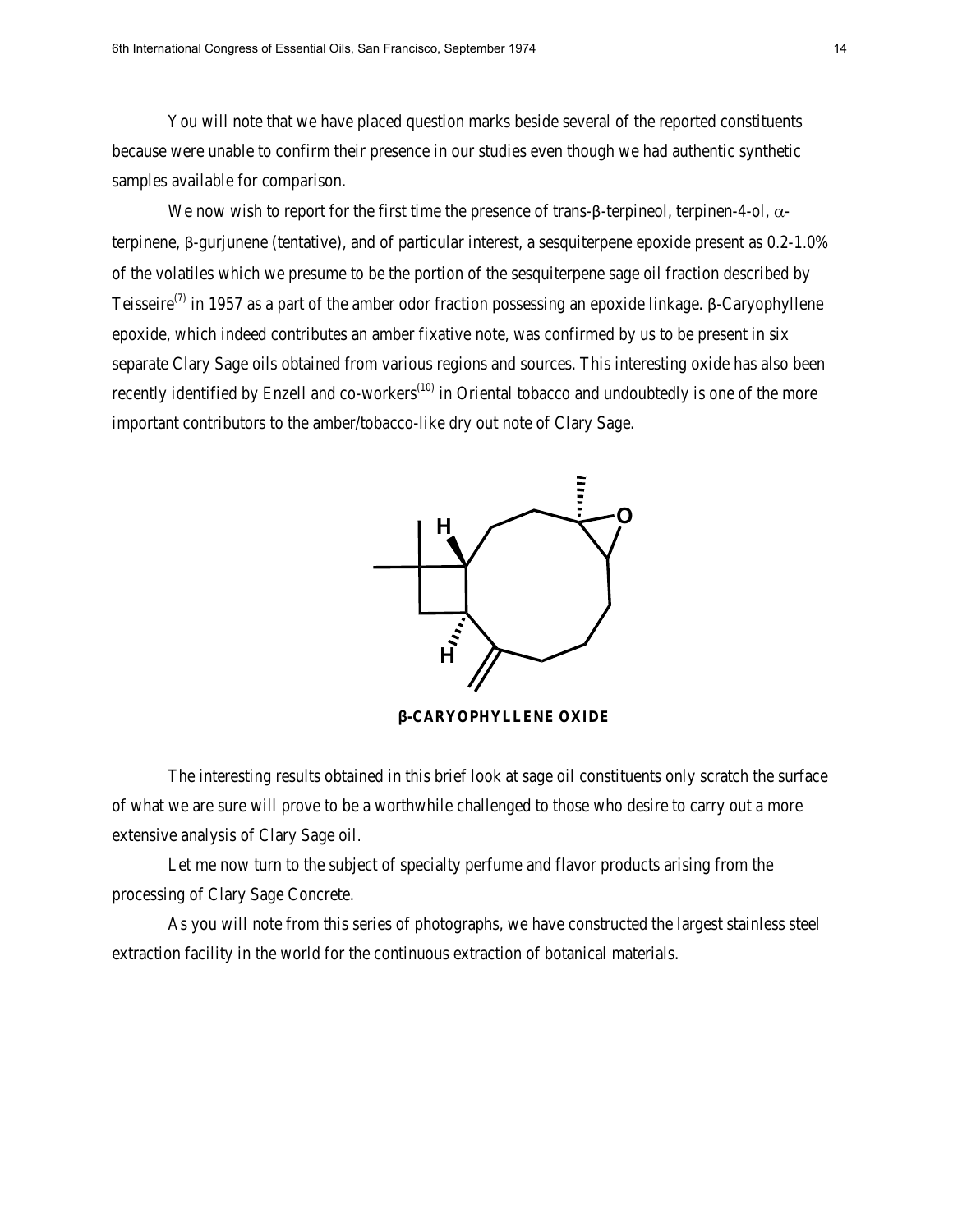You will note that we have placed question marks beside several of the reported constituents because were unable to confirm their presence in our studies even though we had authentic synthetic samples available for comparison.

We now wish to report for the first time the presence of trans-β-terpineol, terpinen-4-ol, α-terpinene, β-gurjunene (tentative), and of particular interest, a sesquiterpene epoxide present as 0.2-1.0% of the volatiles which we presume to be the portion of the sesquiterpene sage oil fraction described by Teisseire[7] in 1957 as a part of the amber odor fraction possessing an epoxide linkage. β-Caryophyllene epoxide, which indeed contributes an amber fixative note, was confirmed by us to be present in six separate Clary Sage oils obtained from various regions and sources. This interesting oxide has also been recently identified by Enzell and co-workers[10] in Oriental tobacco and undoubtedly is one of the more important contributors to the amber/tobacco-like dry out note of Clary Sage.

**β-CARYOPHYLLENE OXIDE**

The interesting results obtained in this brief look at sage oil constituents only scratch the surface of what we are sure will prove to be a worthwhile challenged to those who desire to carry out a more extensive analysis of Clary Sage oil.

Let me now turn to the subject of specialty perfume and flavor products arising from the processing of Clary Sage Concrete.

As you will note from this series of photographs, we have constructed the largest stainless steel extraction facility in the world for the continuous extraction of botanical materials.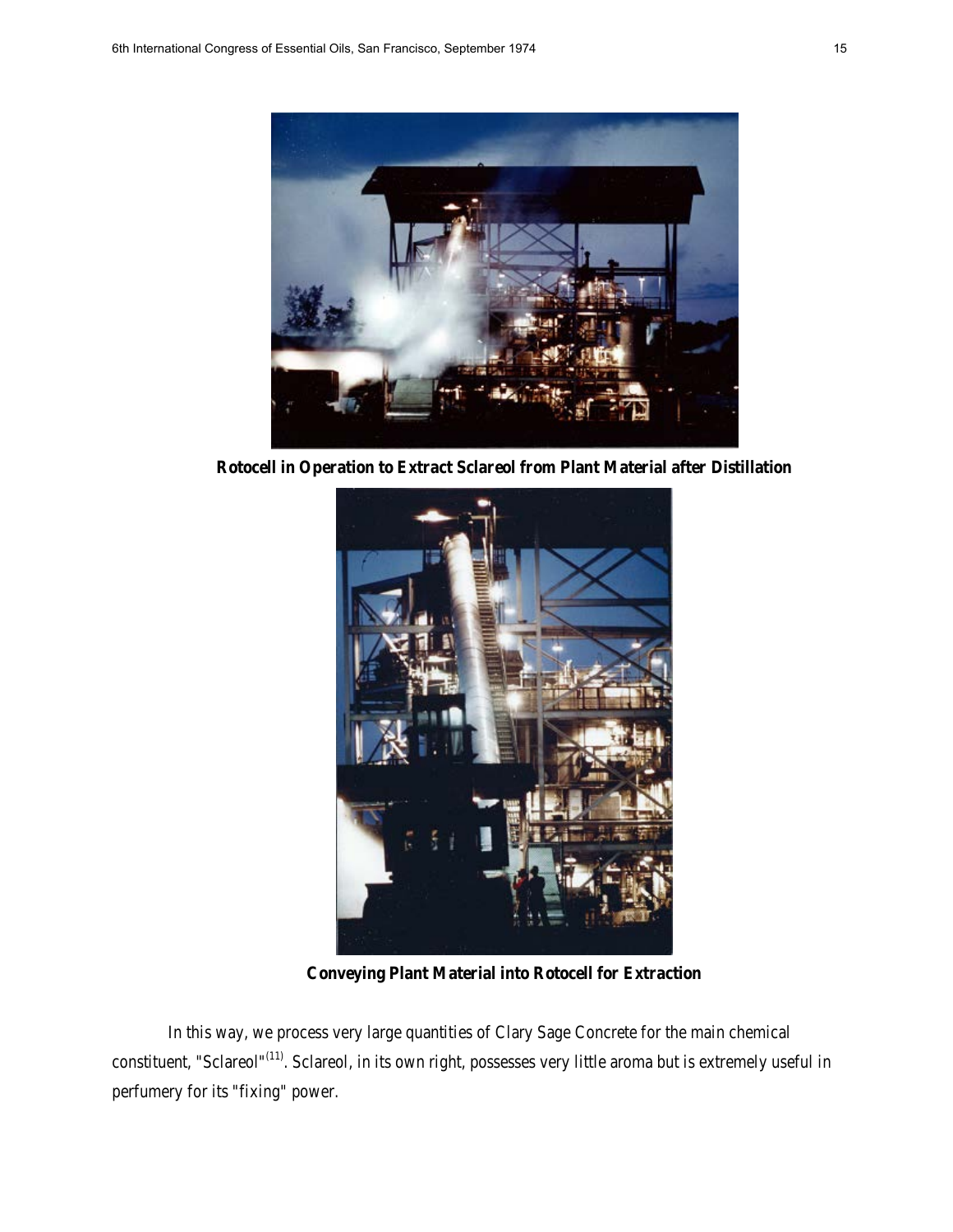**Rotocell in Operation to Extract Sclareol from Plant Material after Distillation**

**Conveying Plant Material into Rotocell for Extraction**

In this way, we process very large quantities of Clary Sage Concrete for the main chemical constituent, "Sclareol"[11]. Sclareol, in its own right, possesses very little aroma but is extremely useful in perfumery for its "fixing" power.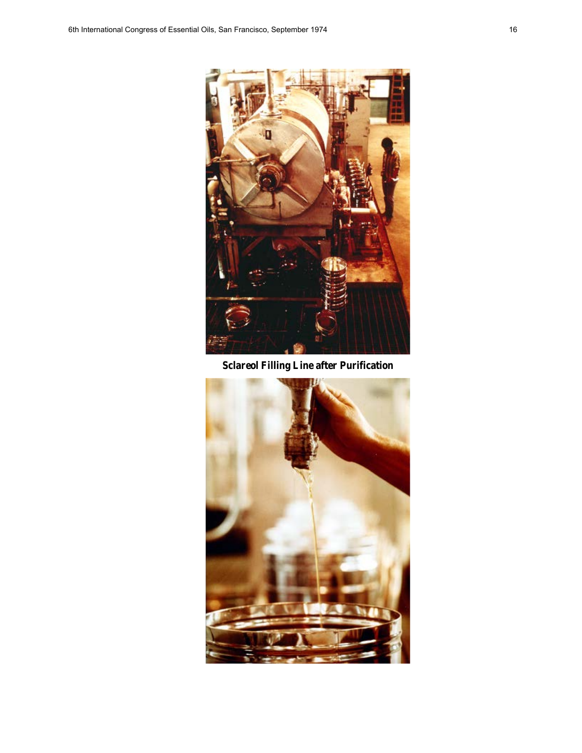**Sclareol Filling Line after Purification**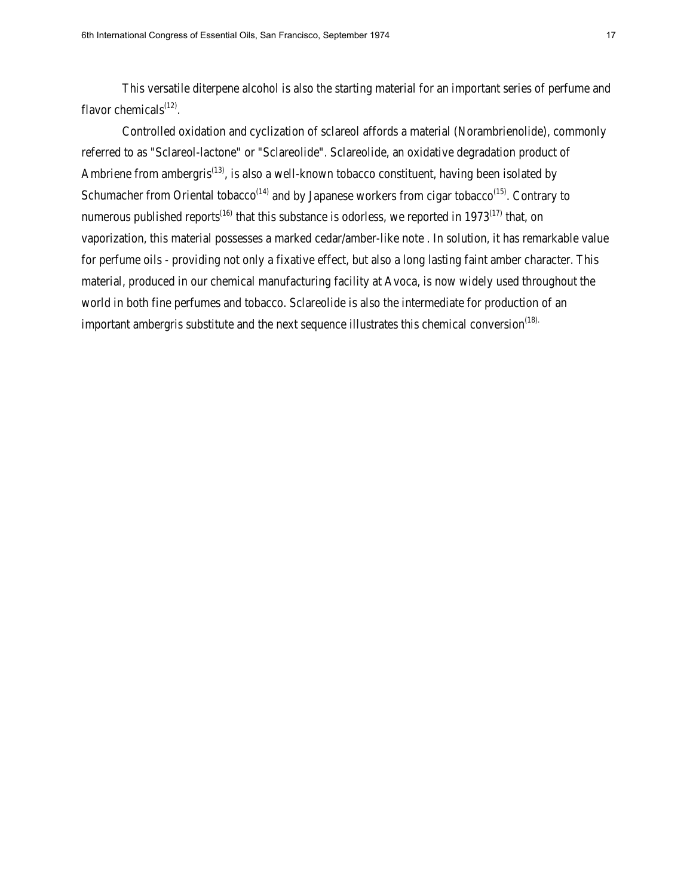This versatile diterpene alcohol is also the starting material for an important series of perfume and flavor chemicals[12].

Controlled oxidation and cyclization of sclareol affords a material (Norambrienolide), commonly referred to as "Sclareol-lactone" or "Sclareolide". Sclareolide, an oxidative degradation product of Ambriene from ambergris[13], is also a well-known tobacco constituent, having been isolated by Schumacher from Oriental tobacco[14] and by Japanese workers from cigar tobacco[15]. Contrary to numerous published reports[16] that this substance is odorless, we reported in 1973[17] that, on vaporization, this material possesses a marked cedar/amber-like note . In solution, it has remarkable value for perfume oils - providing not only a fixative effect, but also a long lasting faint amber character. This material, produced in our chemical manufacturing facility at Avoca, is now widely used throughout the world in both fine perfumes and tobacco. Sclareolide is also the intermediate for production of an important ambergris substitute and the next sequence illustrates this chemical conversion[18].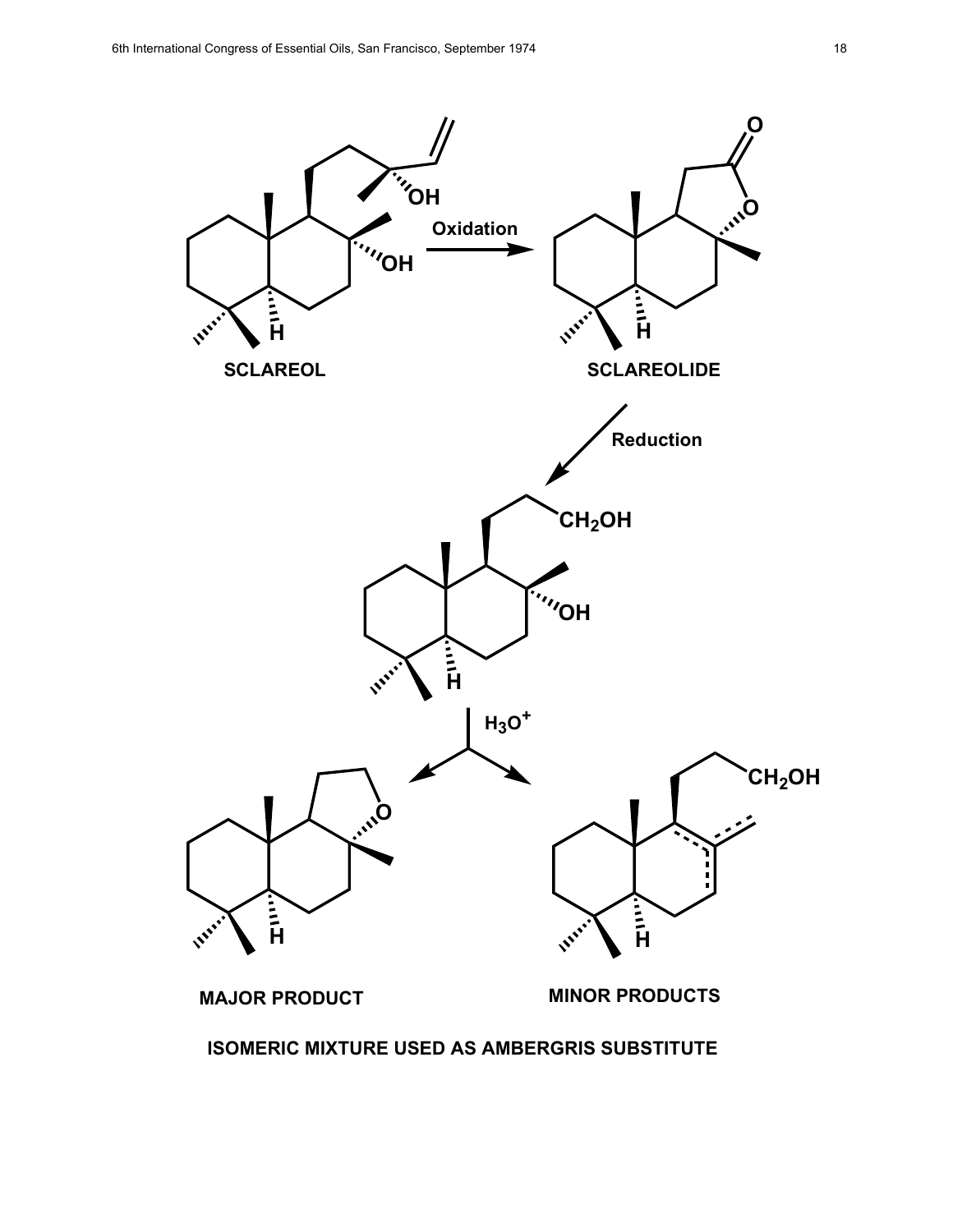SCLAREOL

Oxidation

SCLAREOLIDE

Reduction

$CH_2OH$

OH

$H_3O^+$

MAJOR PRODUCT

MINOR PRODUCTS

**ISOMERIC MIXTURE USED AS AMBERGRIS SUBSTITUTE**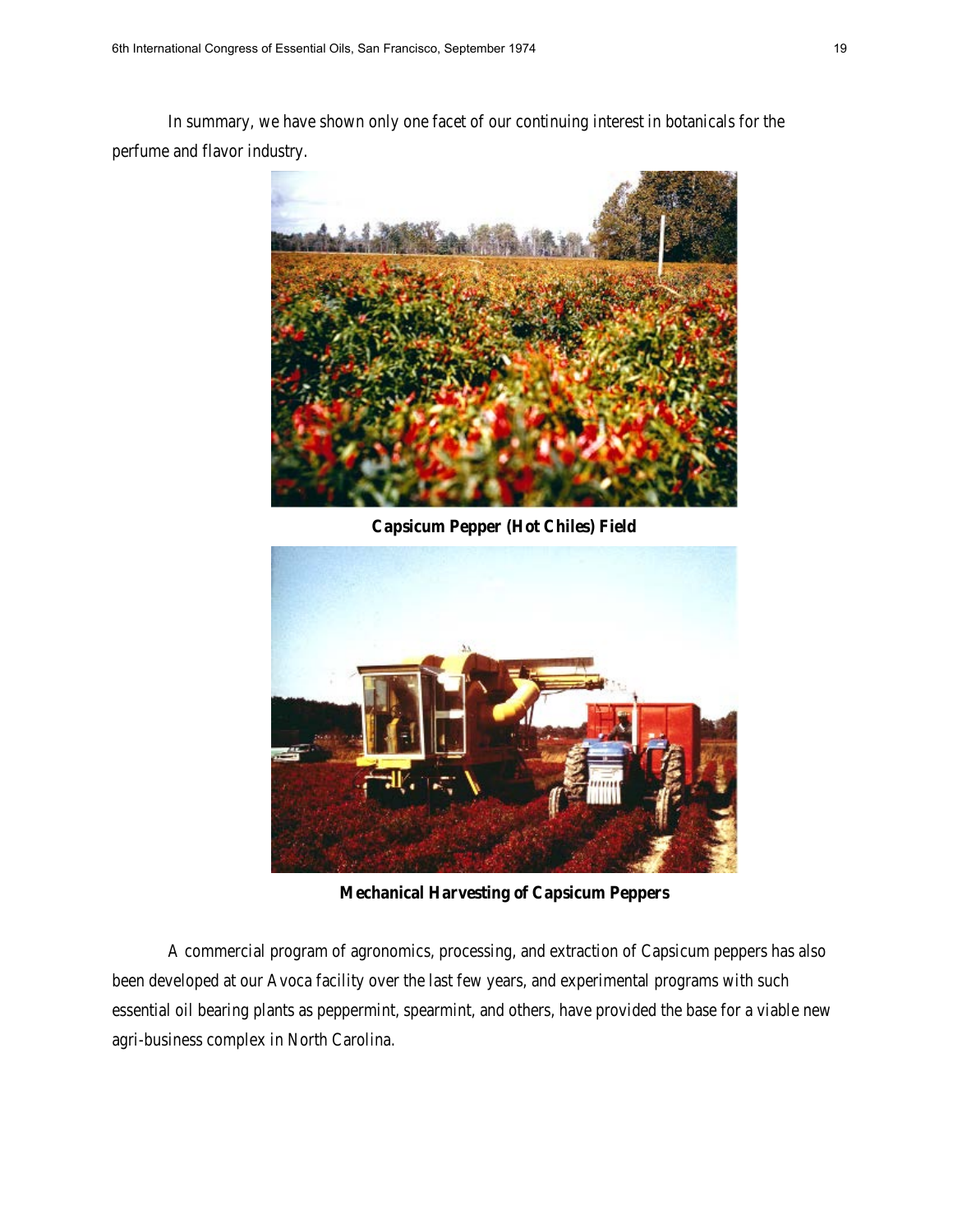In summary, we have shown only one facet of our continuing interest in botanicals for the perfume and flavor industry.

**Capsicum Pepper (Hot Chiles) Field**

**Mechanical Harvesting of Capsicum Peppers**

A commercial program of agronomics, processing, and extraction of Capsicum peppers has also been developed at our Avoca facility over the last few years, and experimental programs with such essential oil bearing plants as peppermint, spearmint, and others, have provided the base for a viable new agri-business complex in North Carolina.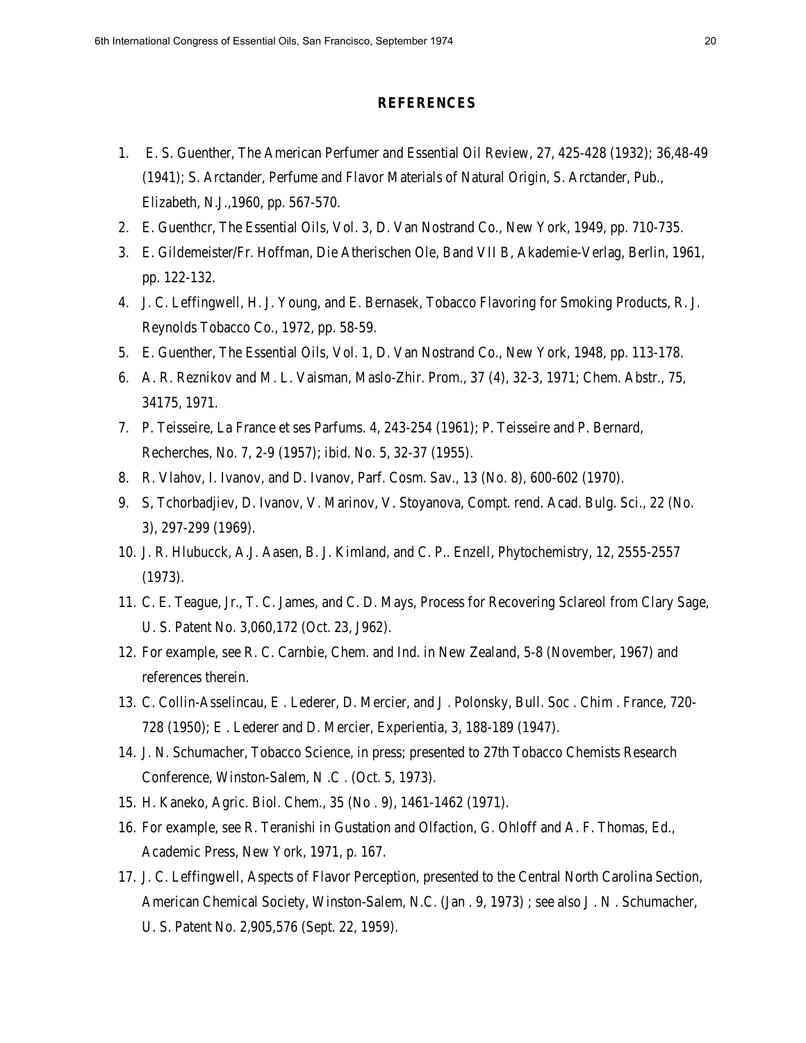## REFERENCES

1. E. S. Guenther, The American Perfumer and Essential Oil Review, 27, 425-428 (1932); 36,48-49 (1941); S. Arctander, Perfume and Flavor Materials of Natural Origin, S. Arctander, Pub., Elizabeth, N.J.,1960, pp. 567-570.
2. E. Guenthcr, The Essential Oils, Vol. 3, D. Van Nostrand Co., New York, 1949, pp. 710-735.
3. E. Gildemeister/Fr. Hoffman, Die Atherischen Ole, Band VII B, Akademie-Verlag, Berlin, 1961, pp. 122-132.
4. J. C. Leffingwell, H. J. Young, and E. Bernasek, Tobacco Flavoring for Smoking Products, R. J. Reynolds Tobacco Co., 1972, pp. 58-59.
5. E. Guenther, The Essential Oils, Vol. 1, D. Van Nostrand Co., New York, 1948, pp. 113-178.
6. A. R. Reznikov and M. L. Vaisman, Maslo-Zhir. Prom., 37 (4), 32-3, 1971; Chem. Abstr., 75, 34175, 1971.
7. P. Teisseire, La France et ses Parfums. 4, 243-254 (1961); P. Teisseire and P. Bernard, Recherches, No. 7, 2-9 (1957); ibid. No. 5, 32-37 (1955).
8. R. Vlahov, I. Ivanov, and D. Ivanov, Parf. Cosm. Sav., 13 (No. 8), 600-602 (1970).
9. S, Tchorbadjiev, D. Ivanov, V. Marinov, V. Stoyanova, Compt. rend. Acad. Bulg. Sci., 22 (No. 3), 297-299 (1969).
10. J. R. Hlubucck, A.J. Aasen, B. J. Kimland, and C. P.. Enzell, Phytochemistry, 12, 2555-2557 (1973).
11. C. E. Teague, Jr., T. C. James, and C. D. Mays, Process for Recovering Sclareol from Clary Sage, U. S. Patent No. 3,060,172 (Oct. 23, J962).
12. For example, see R. C. Carnbie, Chem. and Ind. in New Zealand, 5-8 (November, 1967) and references therein.
13. C. Collin-Asselincau, E . Lederer, D. Mercier, and J . Polonsky, Bull. Soc . Chim . France, 720-728 (1950); E . Lederer and D. Mercier, Experientia, 3, 188-189 (1947).
14. J. N. Schumacher, Tobacco Science, in press; presented to 27th Tobacco Chemists Research Conference, Winston-Salem, N .C . (Oct. 5, 1973).
15. H. Kaneko, Agric. Biol. Chem., 35 (No . 9), 1461-1462 (1971).
16. For example, see R. Teranishi in Gustation and Olfaction, G. Ohloff and A. F. Thomas, Ed., Academic Press, New York, 1971, p. 167.
17. J. C. Leffingwell, Aspects of Flavor Perception, presented to the Central North Carolina Section, American Chemical Society, Winston-Salem, N.C. (Jan . 9, 1973) ; see also J . N . Schumacher, U. S. Patent No. 2,905,576 (Sept. 22, 1959).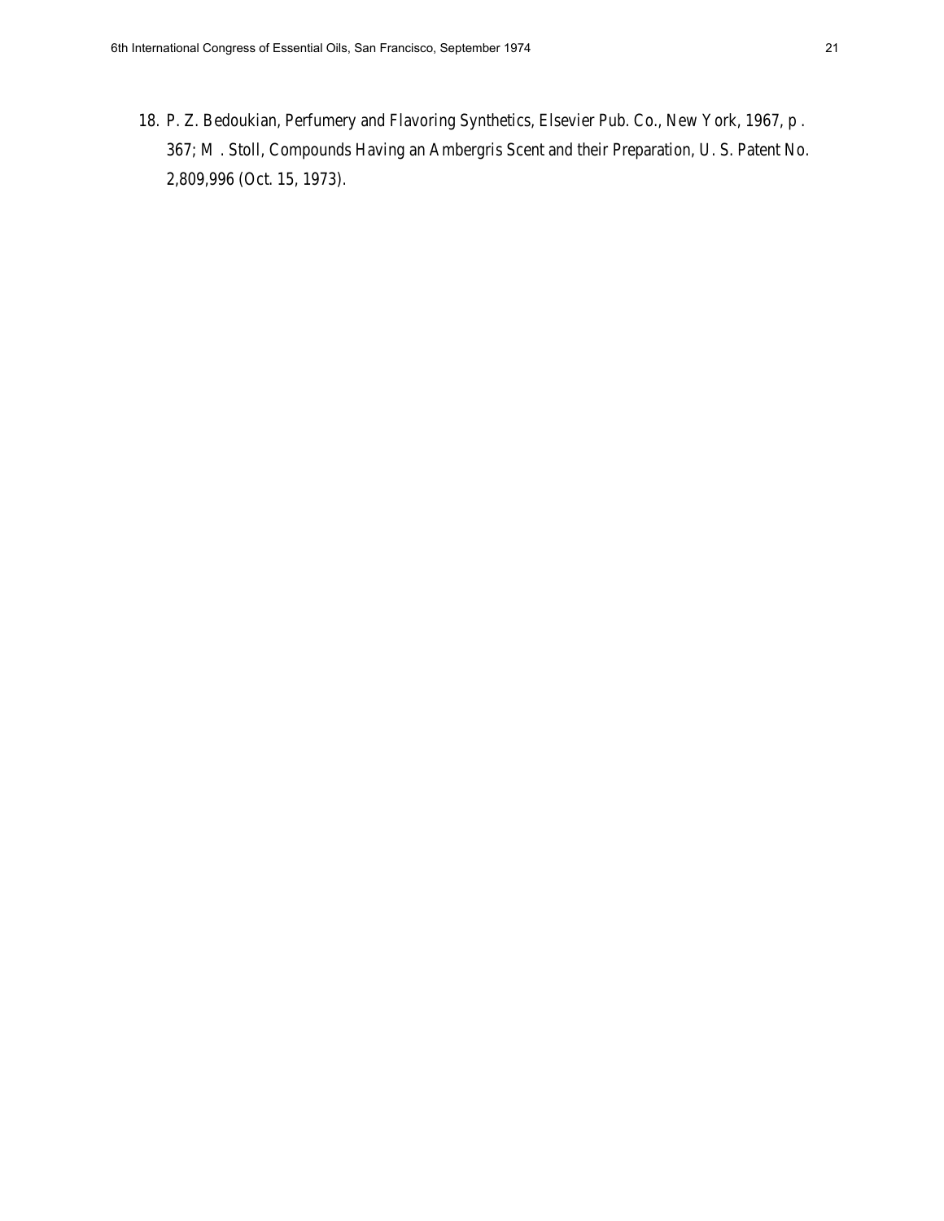18. P. Z. Bedoukian, Perfumery and Flavoring Synthetics, Elsevier Pub. Co., New York, 1967, p. 367; M. Stoll, Compounds Having an Ambergris Scent and their Preparation, U. S. Patent No. 2,809,996 (Oct. 15, 1973).